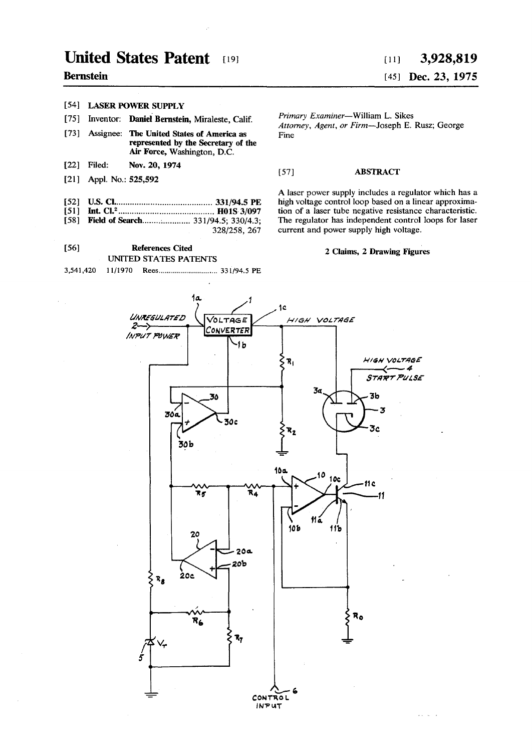# United States Patent [19]

**Bernstein**

[11] **3,928,819**

[45] **Dec. 23, 1975**

[54] **LASER POWER SUPPLY**

[75] Inventor: **Daniel Bernstein,** Miraleste, Calif.

[73] Assignee: **The United States of America as represented by the Secretary of the Air Force,** Washington, D.C.

[22] Filed: **Nov. 20, 1974**

[21] Appl. No.: **525,592**

[52] **U.S. Cl.** .......................................... **331/94.5 PE**

[51] **Int. Cl.**² .......................................... **H01S 3/097**

[58] **Field of Search** ..................... 331/94.5; 330/4.3; 328/258, 267

[56] **References Cited**

UNITED STATES PATENTS

3,541,420 11/1970 Rees ............................ 331/94.5 PE

*Primary Examiner*—William L. Sikes
*Attorney, Agent, or Firm*—Joseph E. Rusz; George Fine

[57] **ABSTRACT**

A laser power supply includes a regulator which has a high voltage control loop based on a linear approximation of a laser tube negative resistance characteristic. The regulator has independent control loops for laser current and power supply high voltage.

**2 Claims, 2 Drawing Figures**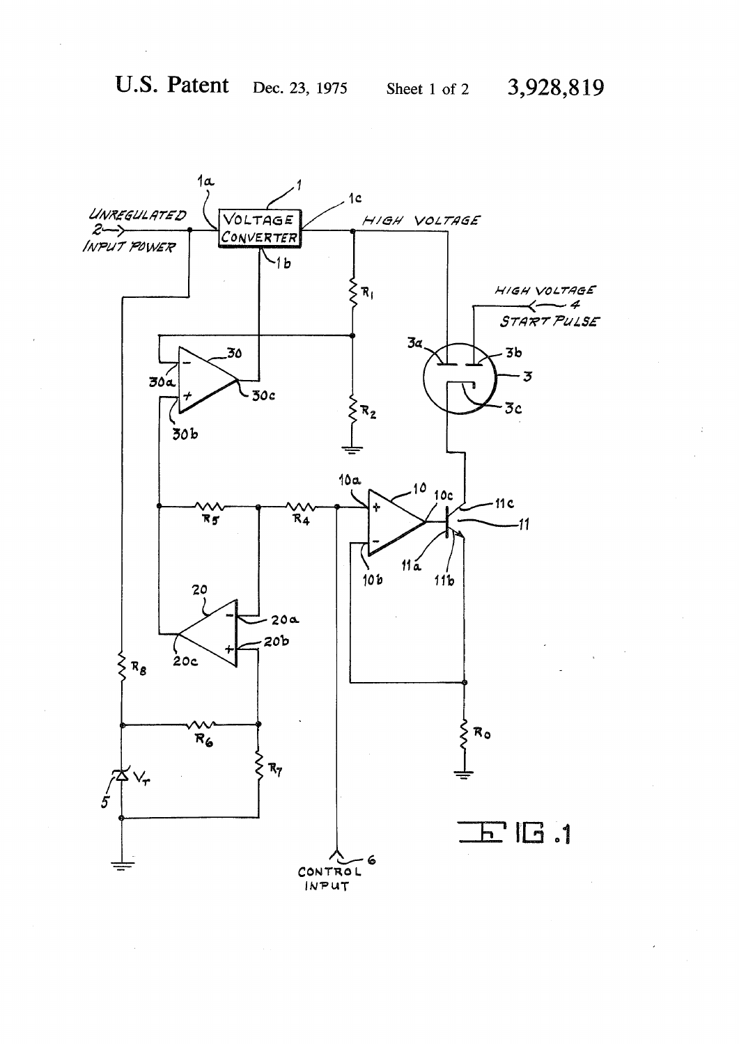# U.S. Patent Dec. 23, 1975 Sheet 1 of 2 3,928,819

UNREGULATED INPUT POWER 2 — 1a — VOLTAGE CONVERTER 1 — 1b — 1c — HIGH VOLTAGE

$R_1$, $R_2$, 30, 30a, 30b, 30c

HIGH VOLTAGE START PULSE 4

3a, 3b, 3, 3c

10a, 10, 10c, 11c, 11, 11a, 11b, 10b

$R_5$, $R_4$

20, 20a, 20b, 20c

$R_8$, $R_6$, $R_7$, $V_r$, 5

$R_0$

CONTROL INPUT 6

FIG. 1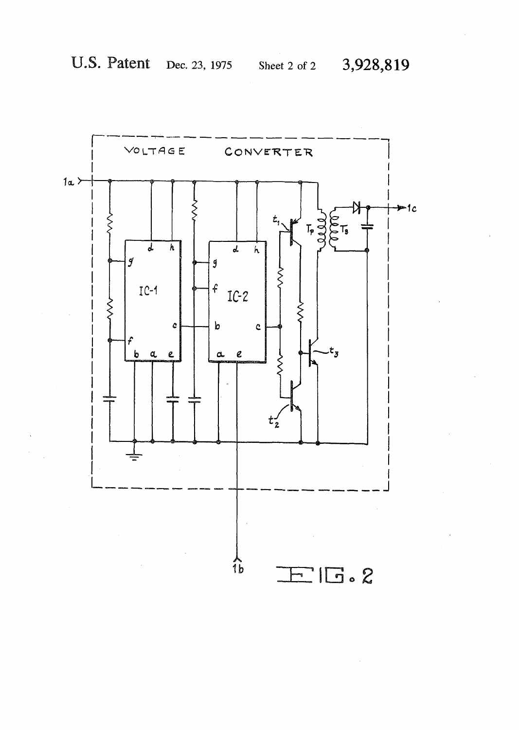FIG. 2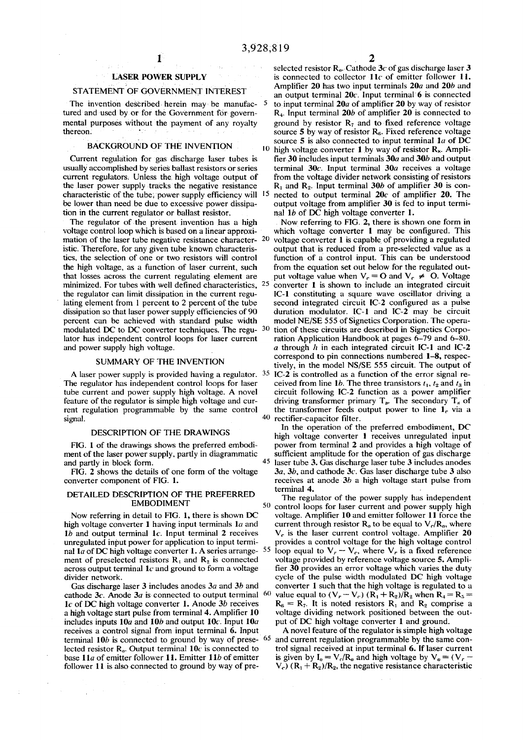# LASER POWER SUPPLY

## STATEMENT OF GOVERNMENT INTEREST

The invention described herein may be manufactured and used by or for the Government for governmental purposes without the payment of any royalty thereon.

## BACKGROUND OF THE INVENTION

Current regulation for gas discharge laser tubes is usually accomplished by series ballast resistors or series current regulators. Unless the high voltage output of the laser power supply tracks the negative resistance characteristic of the tube, power supply efficiency will be lower than need be due to excessive power dissipation in the current regulator or ballast resistor.

The regulator of the present invention has a high voltage control loop which is based on a linear approximation of the laser tube negative resistance characteristic. Therefore, for any given tube known characteristics, the selection of one or two resistors will control the high voltage, as a function of laser current, such that losses across the current regulating element are minimized. For tubes with well defined characteristics, the regulator can limit dissipation in the current regulating element from 1 percent to 2 percent of the tube dissipation so that laser power supply efficiencies of 90 percent can be achieved with standard pulse width modulated DC to DC converter techniques. The regulator has independent control loops for laser current and power supply high voltage.

## SUMMARY OF THE INVENTION

A laser power supply is provided having a regulator. The regulator has independent control loops for laser tube current and power supply high voltage. A novel feature of the regulator is simple high voltage and current regulation programmable by the same control signal.

## DESCRIPTION OF THE DRAWINGS

FIG. 1 of the drawings shows the preferred embodiment of the laser power supply, partly in diagrammatic and partly in block form.

FIG. 2 shows the details of one form of the voltage converter component of FIG. 1.

## DETAILED DESCRIPTION OF THE PREFERRED EMBODIMENT

Now referring in detail to FIG. 1, there is shown DC high voltage converter **1** having input terminals **1a** and **1b** and output terminal **1c**. Input terminal **2** receives unregulated input power for application to input terminal **1a** of DC high voltage converter **1**. A series arrangement of preselected resistors $R_1$ and $R_2$ is connected across output terminal **1c** and ground to form a voltage divider network.

Gas discharge laser **3** includes anodes **3a** and **3b** and cathode **3c**. Anode **3a** is connected to output terminal **1c** of DC high voltage converter **1**. Anode **3b** receives a high voltage start pulse from terminal **4**. Amplifier **10** includes inputs **10a** and **10b** and output **10c**. Input **10a** receives a control signal from input terminal **6**. Input terminal **10b** is connected to ground by way of preselected resistor $R_o$. Output terminal **10c** is connected to base **11a** of emitter follower **11**. Emitter **11b** of emitter follower **11** is also connected to ground by way of preselected resistor $R_o$. Cathode **3c** of gas discharge laser **3** is connected to collector **11c** of emitter follower **11**. Amplifier **20** has two input terminals **20a** and **20b** and an output terminal **20c**. Input terminal **6** is connected to input terminal **20a** of amplifier **20** by way of resistor $R_4$. Input terminal **20b** of amplifier **20** is connected to ground by resistor $R_7$ and to fixed reference voltage source **5** by way of resistor $R_6$. Fixed reference voltage source **5** is also connected to input terminal **1a** of DC high voltage converter **1** by way of resistor $R_8$. Amplifier **30** includes input terminals **30a** and **30b** and output terminal **30c**. Input terminal **30a** receives a voltage from the voltage divider network consisting of resistors $R_1$ and $R_2$. Input terminal **30b** of amplifier **30** is connected to output terminal **20c** of amplifier **20**. The output voltage from amplifier **30** is fed to input terminal **1b** of DC high voltage converter **1**.

Now referring to FIG. 2, there is shown one form in which voltage converter **1** may be configured. This voltage converter **1** is capable of providing a regulated output that is reduced from a pre-selected value as a function of a control input. This can be understood from the equation set out below for the regulated output voltage value when $V_c = O$ and $V_c \neq O$. Voltage converter **1** is shown to include an integrated circuit IC-1 constituting a square wave oscillator driving a second integrated circuit IC-2 configured as a pulse duration modulator. IC-1 and IC-2 may be circuit model NE/SE 555 of Signetics Corporation. The operation of these circuits are described in Signetics Corporation Application Handbook at pages 6–79 and 6–80. *a* through *h* in each integrated circuit IC-1 and IC-2 correspond to pin connections numbered **1–8**, respectively, in the model NS/SE 555 circuit. The output of IC-2 is controlled as a function of the error signal received from line **1b**. The three transistors $t_1$, $t_2$ and $t_3$ in circuit following IC-2 function as a power amplifier driving transformer primary $T_p$. The secondary $T_s$ of the transformer feeds output power to line $1_c$ via a rectifier-capacitor filter.

In the operation of the preferred embodiment, DC high voltage converter **1** receives unregulated input power from terminal **2** and provides a high voltage of sufficient amplitude for the operation of gas discharge laser tube **3**. Gas discharge laser tube **3** includes anodes **3a**, **3b**, and cathode **3c**. Gas laser discharge tube **3** also receives at anode **3b** a high voltage start pulse from terminal **4**.

The regulator of the power supply has independent control loops for laser current and power supply high voltage. Amplifier **10** and emitter follower **11** force the current through resistor $R_o$ to be equal to $V_c/R_o$, where $V_c$ is the laser current control voltage. Amplifier **20** provides a control voltage for the high voltage control loop equal to $V_r - V_c$, where $V_r$ is a fixed reference voltage provided by reference voltage source **5**. Amplifier **30** provides an error voltage which varies the duty cycle of the pulse width modulated DC high voltage converter **1** such that the high voltage is regulated to a value equal to $(V_r - V_c)(R_1 + R_2)/R_2$ when $R_4 = R_5 = R_6 = R_7$. It is noted resistors $R_1$ and $R_2$ comprise a voltage dividing network positioned between the output of DC high voltage converter **1** and ground.

A novel feature of the regulator is simple high voltage and current regulation programmable by the same control signal received at input terminal **6**. If laser current is given by $I_o = V_c/R_o$ and high voltage by $V_o = (V_r - V_c)(R_1 + R_2)/R_2$, the negative resistance characteristic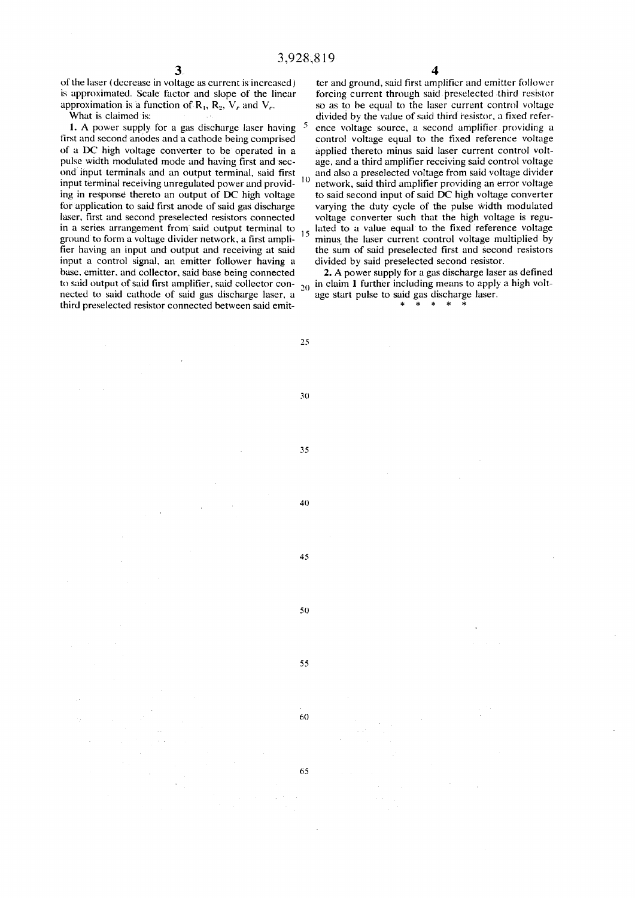of the laser (decrease in voltage as current is increased) is approximated. Scale factor and slope of the linear approximation is a function of $R_1$, $R_2$, $V_r$ and $V_c$.

What is claimed is:

1. A power supply for a gas discharge laser having first and second anodes and a cathode being comprised of a DC high voltage converter to be operated in a pulse width modulated mode and having first and second input terminals and an output terminal, said first input terminal receiving unregulated power and providing in response thereto an output of DC high voltage for application to said first anode of said gas discharge laser, first and second preselected resistors connected in a series arrangement from said output terminal to ground to form a voltage divider network, a first amplifier having an input and output and receiving at said input a control signal, an emitter follower having a base, emitter, and collector, said base being connected to said output of said first amplifier, said collector connected to said cathode of said gas discharge laser, a third preselected resistor connected between said emitter and ground, said first amplifier and emitter follower forcing current through said preselected third resistor so as to be equal to the laser current control voltage divided by the value of said third resistor, a fixed reference voltage source, a second amplifier providing a control voltage equal to the fixed reference voltage applied thereto minus said laser current control voltage, and a third amplifier receiving said control voltage and also a preselected voltage from said voltage divider network, said third amplifier providing an error voltage to said second input of said DC high voltage converter varying the duty cycle of the pulse width modulated voltage converter such that the high voltage is regulated to a value equal to the fixed reference voltage minus the laser current control voltage multiplied by the sum of said preselected first and second resistors divided by said preselected second resistor.

2. A power supply for a gas discharge laser as defined in claim 1 further including means to apply a high voltage start pulse to said gas discharge laser.

* * * * *